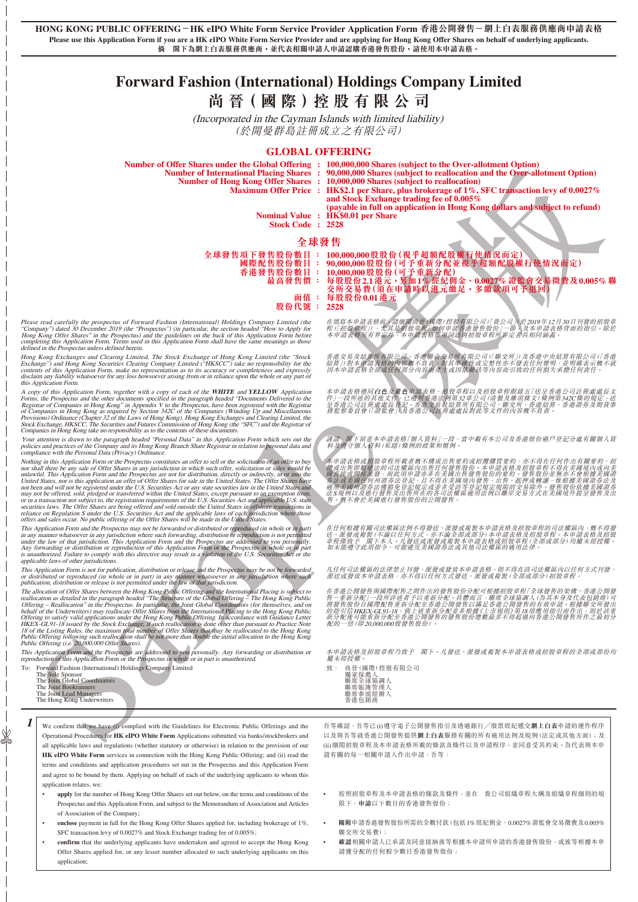**HONG KONG PUBLIC OFFERING – HK eIPO White Form Service Provider Application Form 香港公開發售－網上白表服務供應商申請表格**

**Please use this Application Form if you are a HK eIPO White Form Service Provider and are applying for Hong Kong Offer Shares on behalf of underlying applicants.**

**倘　閣下為網上白表服務供應商，並代表相關申請人申請認購香港發售股份，請使用本申請表格。**

# Forward Fashion (International) Holdings Company Limited
# 尚晋（國際）控股有限公司

*(Incorporated in the Cayman Islands with limited liability)*
*(於開曼群島註冊成立之有限公司)*

## GLOBAL OFFERING

| | | |
|---|---|---|
| **Number of Offer Shares under the Global Offering** | **:** | **100,000,000 Shares (subject to the Over-allotment Option)** |
| **Number of International Placing Shares** | **:** | **90,000,000 Shares (subject to reallocation and the Over-allotment Option)** |
| **Number of Hong Kong Offer Shares** | **:** | **10,000,000 Shares (subject to reallocation)** |
| **Maximum Offer Price** | **:** | **HK$2.1 per Share, plus brokerage of 1%, SFC transaction levy of 0.0027% and Stock Exchange trading fee of 0.005% (payable in full on application in Hong Kong dollars and subject to refund)** |
| **Nominal Value** | **:** | **HK$0.01 per Share** |
| **Stock Code** | **:** | **2528** |

## 全球發售

| | | |
|---|---|---|
| **全球發售項下發售股份數目** | **：** | **100,000,000股股份（視乎超額配股權行使情況而定）** |
| **國際配售股份數目** | **：** | **90,000,000股股份（可予重新分配並視乎超額配股權行使情況而定）** |
| **香港發售股份數目** | **：** | **10,000,000股股份（可予重新分配）** |
| **最高發售價** | **：** | **每股股份2.1港元，另加1%經紀佣金、0.0027%證監會交易徵費及0.005%聯交所交易費（須在申請時以港元繳足，多繳款項可予退回）** |
| **面值** | **：** | **每股股份0.01港元** |
| **股份代號** | **：** | **2528** |

*Please read carefully the prospectus of Forward Fashion (International) Holdings Company Limited (the "Company") dated 30 December 2019 (the "Prospectus") (in particular, the section headed "How to Apply for Hong Kong Offer Shares" in the Prospectus) and the guidelines on the back of this Application Form before completing this Application Form. Terms used in this Application Form shall have the same meanings as those defined in the Prospectus unless defined herein.*

*在填寫本申請表格前，請細閱尚晋（國際）控股有限公司（「貴公司」）於2019年12月30日刊發的招股章程（「招股章程」），尤其是招股章程「如何申請香港發售股份」一節）及本申請表格背面的指引。除於本申請表格另有界定外，本申請表格所用詞彙與招股章程所界定者具相同涵義。*

*Hong Kong Exchanges and Clearing Limited, The Stock Exchange of Hong Kong Limited (the "Stock Exchange") and Hong Kong Securities Clearing Company Limited ("HKSCC") take no responsibility for the contents of this Application Form, make no representation as to its accuracy or completeness and expressly disclaim any liability whatsoever for any loss howsoever arising from or in reliance upon the whole or any part of this Application Form.*

*香港交易及結算所有限公司、香港聯合交易所有限公司（「聯交所」）及香港中央結算有限公司（「香港結算」）對本申請表格的內容概不負責，對其準確性或完整性亦不發表任何聲明，並明確表示概不就因本申請表格全部或任何部分內容而產生或因依賴該等內容而引致的任何損失承擔任何責任。*

*A copy of this Application Form, together with a copy of each of the **WHITE** and **YELLOW** Application Forms, the Prospectus and the other documents specified in the paragraph headed "Documents Delivered to the Registrar of Companies in Hong Kong" in Appendix V to the Prospectus, have been registered with the Registrar of Companies in Hong Kong as required by Section 342C of the Companies (Winding Up and Miscellaneous Provisions) Ordinance (Chapter 32 of the Laws of Hong Kong). Hong Kong Exchanges and Clearing Limited, the Stock Exchange, HKSCC, The Securities and Futures Commission of Hong Kong (the "SFC") and the Registrar of Companies in Hong Kong take no responsibility as to the contents of these documents.*

*本申請表格連同**白色**及**黃色**申請表格、招股章程以及招股章程附錄五「送呈香港公司註冊處處長文件」一段所述的其他文件，已遵照香港法例第32章公司（清盤及雜項條文）條例第342C條的規定，送呈香港公司註冊處處長登記。香港交易及結算所有限公司、聯交所、香港結算、香港證券及期貨事務監察委員會（「證監會」）及香港公司註冊處處長對此等文件的內容概不負責。*

*Your attention is drawn to the paragraph headed "Personal Data" in this Application Form which sets out the policies and practices of the Company and its Hong Kong Branch Share Registrar in relation to personal data and compliance with the Personal Data (Privacy) Ordinance.*

*謹請　閣下留意本申請表格「個人資料」一段，當中載有本公司及香港股份過戶登記分處有關個人資料及遵守個人資料（私隱）條例的政策和慣例。*

*Nothing in this Application Form or the Prospectus constitutes an offer to sell or the solicitation of an offer to buy nor shall there be any sale of Offer Shares in any jurisdiction in which such offer, solicitation or sales would be unlawful. This Application Form and the Prospectus are not for distribution, directly or indirectly, in or into the United States, nor is this application an offer of Offer Shares for sale in the United States. The Offer Shares have not been and will not be registered under the U.S. Securities Act or any state securities law in the United States and may not be offered, sold, pledged or transferred within the United States, except pursuant to an exemption from, or in a transaction not subject to, the registration requirements of the U.S. Securities Act and applicable U.S. state securities laws. The Offer Shares are being offered and sold outside the United States in offshore transactions in reliance on Regulation S under the U.S. Securities Act and the applicable laws of each jurisdiction where those offers and sales occur. No public offering of the Offer Shares will be made in the United States.*

*本申請表格或招股章程所載者概不構成出售要約或招攬購買要約，亦不得在任何作出有關要約、招攬或出售即屬違法的司法權區內出售任何發售股份。本申請表格及招股章程不得在美國境內或向美國直接或間接派發，而此項申請亦並非在美國出售發售股份的要約。發售股份並無亦不會根據美國證券法或美國任何州證券法登記，且不得在美國境內發售、出售、抵押或轉讓，惟根據美國證券法及適用美國州證券法獲豁免登記規定或並非受該等登記規定規限的交易除外。發售股份依據美國證券法S規例以及進行發售及出售所在的各司法權區適用法例以離岸交易方式在美國境外提呈發售及出售。概不會於美國進行發售股份的公開發售。*

*This Application Form and the Prospectus may not be forwarded or distributed or reproduced (in whole or in part) in any manner whatsoever in any jurisdiction where such forwarding, distribution or reproduction is not permitted under the law of that jurisdiction. This Application Form and the Prospectus are addressed to you personally. Any forwarding or distribution or reproduction of this Application Form or the Prospectus in whole or in part is unauthorized. Failure to comply with this directive may result in a violation of the U.S. Securities Act or the applicable laws of other jurisdictions.*

*在任何根據有關司法權區法例不得發送、派發或複製本申請表格及招股章程的司法權區內，概不得發送、派發或複製（不論以任何方式，亦不論全部或部分）本申請表格及招股章程。本申請表格及招股章程僅致予　閣下本人。凡發送或派發或複製本申請表格或招股章程（全部或部分）均屬未經授權。如未能遵守此項指令，可能違反美國證券法或其他司法權區的適用法律。*

*This Application Form is not for publication, distribution or release and the Prospectus may not be forwarded or distributed or reproduced (in whole or in part) in any manner whatsoever in any jurisdiction where such publication, distribution or release is not permitted under the law of that jurisdiction.*

*凡任何司法權區的法律禁止刊發、派發或發放本申請表格，則不得在該司法權區內以任何方式刊發、派送或發放本申請表格。亦不得以任何方式發送、派發或複製（全部或部分）招股章程。*

*The allocation of Offer Shares between the Hong Kong Public Offering and the International Placing is subject to reallocation as detailed in the paragraph headed "The Structure of the Global Offering – The Hong Kong Public Offering – Reallocation" in the Prospectus. In particular, the Joint Global Coordinators (for themselves, and on behalf of the Underwriters) may reallocate Offer Shares from the International Placing to the Hong Kong Public Offering to satisfy valid applications under the Hong Kong Public Offering. In accordance with Guidance Letter HKEX-GL91-18 issued by the Stock Exchange, if such reallocation is done other than pursuant to Practice Note 18 of the Listing Rules, the maximum total number of Offer Shares that may be reallocated to the Hong Kong Public Offering following such reallocation shall be not more than double the initial allocation to the Hong Kong Public Offering (i.e. 20,000,000 Offer Shares).*

*在香港公開發售與國際配售之間作出的發售股份分配可根據招股章程「全球發售的架構－香港公開發售－重新分配」一段所詳述者予以重新分配。具體而言，聯席全球協調人（為其本身及代表包銷商）可將發售股份自國際配售重新分配至香港公開發售以滿足香港公開發售的有效申請。根據聯交所發出的指引信HKEX-GL91-18，倘上述重新分配並非根據《上市規則》第18項應用指引而作出，則於該重新分配後可能重新分配至香港公開發售的發售股份總數最多不得超過向香港公開發售所作之最初分配的一倍（即20,000,000股發售股份）。*

*This Application Form and the Prospectus are addressed to you personally. Any forwarding or distribution or reproduction of this Application Form or the Prospectus in whole or in part is unauthorized.*

*本申請表格及招股章程乃致予　閣下。凡發送、派發或複製本申請表格或招股章程的全部或部份均屬未經授權。*

To: Forward Fashion (International) Holdings Company Limited
The Sole Sponsor
The Joint Global Coordinators
The Joint Bookrunners
The Joint Lead Managers
The Hong Kong Underwriters

致：尚晋（國際）控股有限公司
獨家保薦人
聯席全球協調人
聯席賬簿管理人
聯席牽頭經辦人
香港包銷商

**1**

We confirm that we have (i) complied with the Guidelines for Electronic Public Offerings and the Operational Procedures for **HK eIPO White Form** Applications submitted via banks/stockbrokers and all applicable laws and regulations (whether statutory or otherwise) in relation to the provision of our **HK eIPO White Form** services in connection with the Hong Kong Public Offering; and (ii) read the terms and conditions and application procedures set out in the Prospectus and this Application Form and agree to be bound by them. Applying on behalf of each of the underlying applicants to whom this application relates, we:

- **apply** for the number of Hong Kong Offer Shares set out below, on the terms and conditions of the Prospectus and this Application Form, and subject to the Memorandum of Association and Articles of Association of the Company;
- **enclose** payment in full for the Hong Kong Offer Shares applied for, including brokerage of 1%, SFC transaction levy of 0.0027% and Stock Exchange trading fee of 0.005%;
- **confirm** that the underlying applicants have undertaken and agreed to accept the Hong Kong Offer Shares applied for, or any lesser number allocated to such underlying applicants on this application;

吾等確認，吾等已(i)遵守電子公開發售指引及透過銀行／股票經紀遞交**網上白表**申請的運作程序以及與吾等就香港公開發售提供**網上白表**服務有關的所有適用法例及規例（法定或其他方面）；及(ii)細閱招股章程及本申請表格所載的條款及條件以及申請程序，並同意受其約束。為代表與本申請有關的每一相關申請人作出申請，吾等：

- 按照招股章程及本申請表格的條款及條件，並在　貴公司組織章程大綱及組織章程細則的規限下，**申請**以下數目的香港發售股份；
- **隨附**申請香港發售股份所需的全數付款（包括1%經紀佣金、0.0027%證監會交易徵費及0.005%聯交所交易費）；
- **確認**相關申請人已承諾及同意接納彼等根據本申請所申請的香港發售股份，或彼等根據本申請獲分配的任何較少數目香港發售股份；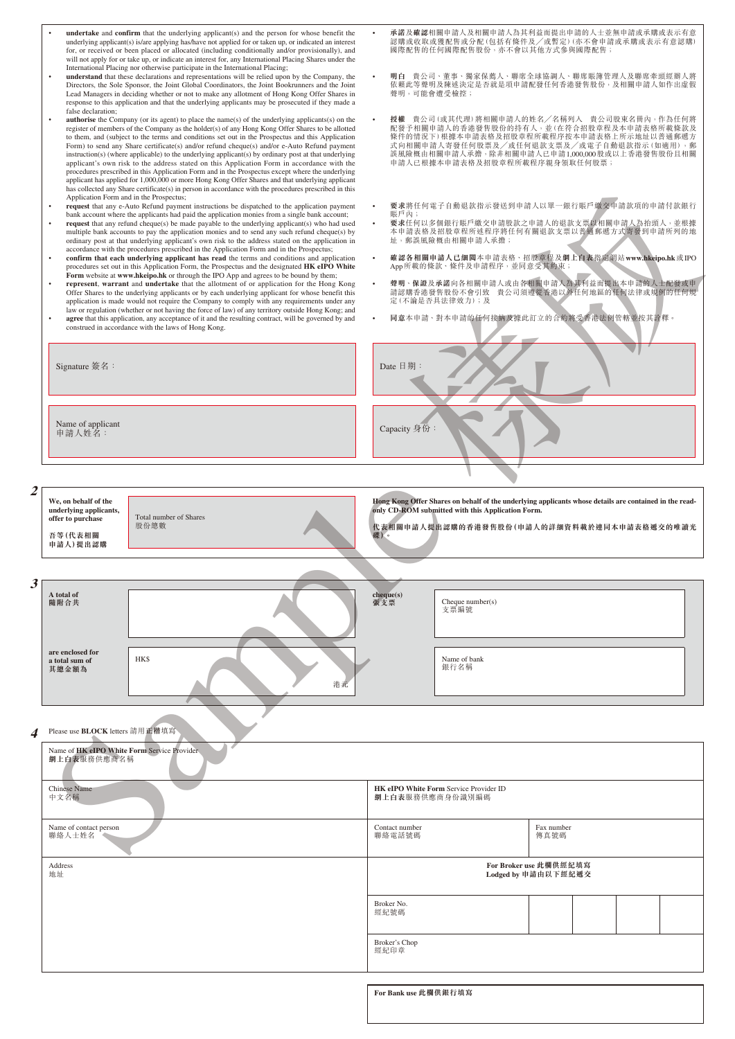- **undertake** and **confirm** that the underlying applicant(s) and the person for whose benefit the underlying applicant(s) is/are applying has/have not applied for or taken up, or indicated an interest for, or received or been placed or allocated (including conditionally and/or provisionally), and will not apply for or take up, or indicate an interest for, any International Placing Shares under the International Placing nor otherwise participate in the International Placing;
- **understand** that these declarations and representations will be relied upon by the Company, the Directors, the Sole Sponsor, the Joint Global Coordinators, the Joint Bookrunners and the Joint Lead Managers in deciding whether or not to make any allotment of Hong Kong Offer Shares in response to this application and that the underlying applicants may be prosecuted if they made a false declaration;
- **authorise** the Company (or its agent) to place the name(s) of the underlying applicant(s) on the register of members of the Company as the holder(s) of any Hong Kong Offer Shares to be allotted to them, and (subject to the terms and conditions set out in the Prospectus and this Application Form) to send any Share certificate(s) and/or refund cheque(s) and/or e-Auto Refund payment instruction(s) (where applicable) to the underlying applicant(s) by ordinary post at that underlying applicant's own risk to the address stated on this Application Form in accordance with the procedures prescribed in this Application Form and in the Prospectus except where the underlying applicant has applied for 1,000,000 or more Hong Kong Offer Shares and that underlying applicant has collected any Share certificate(s) in person in accordance with the procedures prescribed in this Application Form and in the Prospectus;
- **request** that any e-Auto Refund payment instructions be dispatched to the application payment bank account where the applicants had paid the application monies from a single bank account;
- **request** that any refund cheque(s) be made payable to the underlying applicant(s) who had used multiple bank accounts to pay the application monies and to send any such refund cheque(s) by ordinary post at that underlying applicant's own risk to the address stated on the application in accordance with the procedures prescribed in the Application Form and in the Prospectus;
- **confirm that each underlying applicant has read** the terms and conditions and application procedures set out in this Application Form, the Prospectus and the designated **HK eIPO White Form** website at **www.hkeipo.hk** or through the IPO App and agrees to be bound by them;
- **represent**, **warrant** and **undertake** that the allotment of or application for the Hong Kong Offer Shares to the underlying applicants or by each underlying applicant for whose benefit this application is made would not require the Company to comply with any requirements under any law or regulation (whether or not having the force of law) of any territory outside Hong Kong; and
- **agree** that this application, any acceptance of it and the resulting contract, will be governed by and construed in accordance with the laws of Hong Kong.

- **承諾**及**確認**相關申請人及相關申請人為其利益而提出申請的人士並無申請或承購或表示有意認購或收取或獲配售或分配(包括有條件及／或暫定)(亦不會申請或承購或表示有意認購)國際配售的任何國際配售股份，亦不會以其他方式參與國際配售；
- **明白** 貴公司、董事、獨家保薦人、聯席全球協調人、聯席賬簿管理人及聯席牽頭經辦人將依賴此等聲明及陳述決定是否就是項申請配發任何香港發售股份，及相關申請人如作出虛假聲明，可能會遭受檢控；
- **授權** 貴公司(或其代理)將相關申請人的姓名／名稱列入 貴公司股東名冊內，作為任何將配發予相關申請人的香港發售股份的持有人，並(在符合招股章程及本申請表格所載條款及條件的情況下)根據本申請表格及招股章程所載程序按本申請表格上所示地址以普通郵遞方式向相關申請人寄發任何股票及／或任何退款支票及／或電子自動退款指示(如適用)，郵誤風險概由相關申請人承擔，除非相關申請人已申請1,000,000股或以上香港發售股份且相關申請人已根據本申請表格及招股章程所載程序親身領取任何股票；
- **要求**將任何電子自動退款指示發送到申請人以單一銀行賬戶繳交申請款項的申請付款銀行賬戶內；
- **要求**任何以多個銀行賬戶繳交申請股款之申請人的退款支票以相關申請人為抬頭人，並根據本申請表格及招股章程所述程序將任何有關退款支票以普通郵遞方式寄發到申請所列的地址，郵誤風險概由相關申請人承擔；
- **確認各相關申請人已細閱**本申請表格、招股章程及**網上白表**指定網站**www.hkeipo.hk**或IPO App所載的條款、條件及申請程序，並同意受其約束；
- **聲明**、**保證**及**承諾**向各相關申請人或由各相關申請人為其利益而提出本申請的人士配發或申請認購香港發售股份不會引致 貴公司須遵從香港以外任何地區的任何法律或規例的任何規定(不論是否具法律效力)；及
- **同意**本申請、對本申請的任何接納及據此訂立的合約將受香港法例管轄並按其詮釋。

| Signature 簽名： | Date 日期： |
|---|---|
| Name of applicant 申請人姓名： | Capacity 身份： |

**2**

| We, on behalf of the underlying applicants, offer to purchase 吾等(代表相關申請人)提出認購 | Total number of Shares 股份總數 | **Hong Kong Offer Shares on behalf of the underlying applicants whose details are contained in the read-only CD-ROM submitted with this Application Form.** **代表相關申請人提出認購的香港發售股份(申請人的詳細資料載於連同本申請表格遞交的唯讀光碟)。** |
|---|---|---|

**3**

| A total of 隨附合共 | | cheque(s) 張支票 | Cheque number(s) 支票編號 |
|---|---|---|---|
| are enclosed for a total sum of 其總金額為 | HK$ 港元 | | Name of bank 銀行名稱 |

**4** Please use **BLOCK** letters 請用**正楷**填寫

| Name of **HK eIPO White Form** Service Provider **網上白表**服務供應商名稱 | | |
|---|---|---|
| Chinese Name 中文名稱 | **HK eIPO White Form** Service Provider ID **網上白表**服務供應商身份識別編碼 | |
| Name of contact person 聯絡人士姓名 | Contact number 聯絡電話號碼 | Fax number 傳真號碼 |
| Address 地址 | **For Broker use 此欄供經紀填寫 Lodged by 申請由以下經紀遞交** | |
| | Broker No. 經紀號碼 | |
| | Broker's Chop 經紀印章 | |

| **For Bank use 此欄供銀行填寫** |
|---|
| |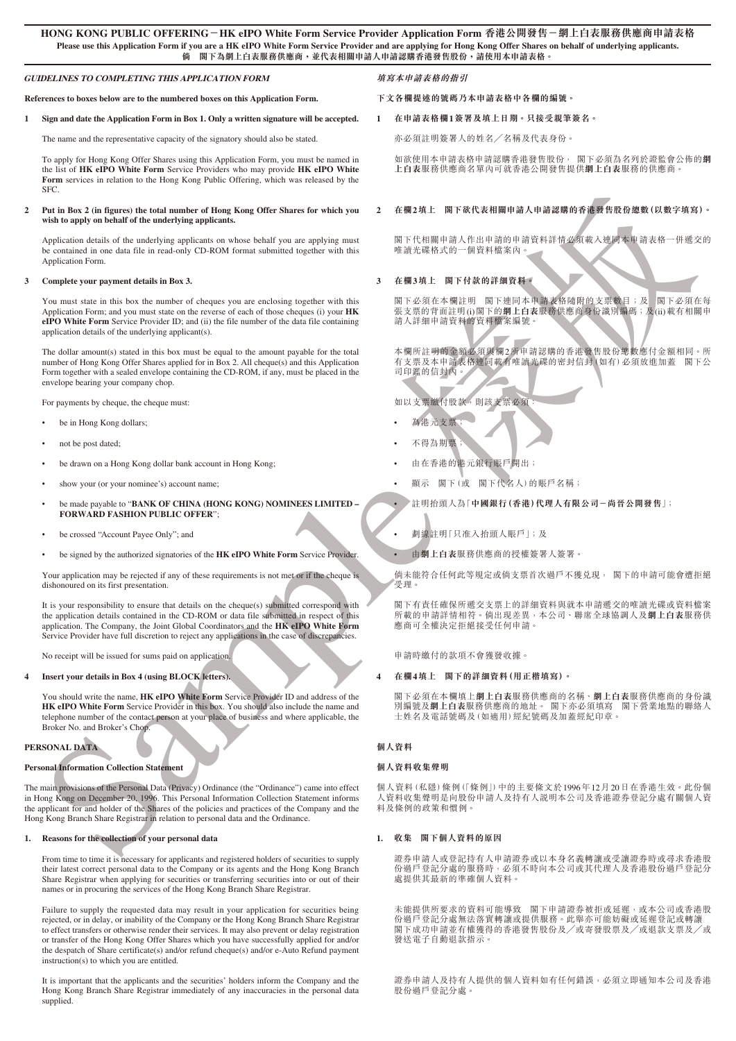**HONG KONG PUBLIC OFFERING－HK eIPO White Form Service Provider Application Form 香港公開發售－網上白表服務供應商申請表格**

**Please use this Application Form if you are a HK eIPO White Form Service Provider and are applying for Hong Kong Offer Shares on behalf of underlying applicants.**

**倘 閣下為網上白表服務供應商，並代表相關申請人申請認購香港發售股份，請使用本申請表格。**

## *GUIDELINES TO COMPLETING THIS APPLICATION FORM*

**References to boxes below are to the numbered boxes on this Application Form.**

**1 Sign and date the Application Form in Box 1. Only a written signature will be accepted.**

The name and the representative capacity of the signatory should also be stated.

To apply for Hong Kong Offer Shares using this Application Form, you must be named in the list of **HK eIPO White Form** Service Providers who may provide **HK eIPO White Form** services in relation to the Hong Kong Public Offering, which was released by the SFC.

**2 Put in Box 2 (in figures) the total number of Hong Kong Offer Shares for which you wish to apply on behalf of the underlying applicants.**

Application details of the underlying applicants on whose behalf you are applying must be contained in one data file in read-only CD-ROM format submitted together with this Application Form.

**3 Complete your payment details in Box 3.**

You must state in this box the number of cheques you are enclosing together with this Application Form; and you must state on the reverse of each of those cheques (i) your **HK eIPO White Form** Service Provider ID; and (ii) the file number of the data file containing application details of the underlying applicant(s).

The dollar amount(s) stated in this box must be equal to the amount payable for the total number of Hong Kong Offer Shares applied for in Box 2. All cheque(s) and this Application Form together with a sealed envelope containing the CD-ROM, if any, must be placed in the envelope bearing your company chop.

For payments by cheque, the cheque must:

- be in Hong Kong dollars;
- not be post dated;
- be drawn on a Hong Kong dollar bank account in Hong Kong;
- show your (or your nominee's) account name;
- be made payable to "**BANK OF CHINA (HONG KONG) NOMINEES LIMITED – FORWARD FASHION PUBLIC OFFER**";
- be crossed "Account Payee Only"; and
- be signed by the authorized signatories of the **HK eIPO White Form** Service Provider.

Your application may be rejected if any of these requirements is not met or if the cheque is dishonoured on its first presentation.

It is your responsibility to ensure that details on the cheque(s) submitted correspond with the application details contained in the CD-ROM or data file submitted in respect of this application. The Company, the Joint Global Coordinators and the **HK eIPO White Form** Service Provider have full discretion to reject any applications in the case of discrepancies.

No receipt will be issued for sums paid on application.

**4 Insert your details in Box 4 (using BLOCK letters).**

You should write the name, **HK eIPO White Form** Service Provider ID and address of the **HK eIPO White Form** Service Provider in this box. You should also include the name and telephone number of the contact person at your place of business and where applicable, the Broker No. and Broker's Chop.

## PERSONAL DATA

**Personal Information Collection Statement**

The main provisions of the Personal Data (Privacy) Ordinance (the "Ordinance") came into effect in Hong Kong on December 20, 1996. This Personal Information Collection Statement informs the applicant for and holder of the Shares of the policies and practices of the Company and the Hong Kong Branch Share Registrar in relation to personal data and the Ordinance.

**1. Reasons for the collection of your personal data**

From time to time it is necessary for applicants and registered holders of securities to supply their latest correct personal data to the Company or its agents and the Hong Kong Branch Share Registrar when applying for securities or transferring securities into or out of their names or in procuring the services of the Hong Kong Branch Share Registrar.

Failure to supply the requested data may result in your application for securities being rejected, or in delay, or inability of the Company or the Hong Kong Branch Share Registrar to effect transfers or otherwise render their services. It may also prevent or delay registration or transfer of the Hong Kong Offer Shares which you have successfully applied for and/or the despatch of Share certificate(s) and/or refund cheque(s) and/or e-Auto Refund payment instruction(s) to which you are entitled.

It is important that the applicants and the securities' holders inform the Company and the Hong Kong Branch Share Registrar immediately of any inaccuracies in the personal data supplied.

## *填寫本申請表格的指引*

**下文各欄提述的號碼乃本申請表格中各欄的編號。**

**1 在申請表格欄1簽署及填上日期。只接受親筆簽名。**

亦必須註明簽署人的姓名／名稱及代表身份。

如欲使用本申請表格申請認購香港發售股份， 閣下必須為名列於證監會公佈的**網上白表**服務供應商名單內可就香港公開發售提供**網上白表**服務的供應商。

**2 在欄2填上 閣下欲代表相關申請人申請認購的香港發售股份總數（以數字填寫）。**

閣下代相關申請人作出申請的申請資料詳情必須載入連同本申請表格一併遞交的唯讀光碟格式的一個資料檔案內。

**3 在欄3填上 閣下付款的詳細資料。**

閣下必須在本欄註明 閣下連同本申請表格隨附的支票數目；及 閣下必須在每張支票的背面註明(i)閣下的**網上白表**服務供應商身份識別編碼；及(ii)載有相關申請人詳細申請資料的資料檔案編號。

本欄所註明的金額必須與欄2所申請認購的香港發售股份總數應付金額相同。所有支票及本申請表格連同載有唯讀光碟的密封信封（如有）必須放進加蓋 閣下公司印鑑的信封內。

如以支票繳付股款，則該支票必須：

- 為港元支票；
- 不得為期票；
- 由在香港的港元銀行賬戶開出；
- 顯示 閣下（或 閣下代名人）的賬戶名稱；
- 註明抬頭人為「**中國銀行（香港）代理人有限公司－尚晉公開發售**」；
- 劃線註明「只准入抬頭人賬戶」；及
- 由**網上白表**服務供應商的授權簽署人簽署。

倘未能符合任何此等規定或倘支票首次過戶不獲兌現， 閣下的申請可能會遭拒絕受理。

閣下有責任確保所遞交支票上的詳細資料與就本申請遞交的唯讀光碟或資料檔案所載的申請詳情相符。倘出現差異，本公司、聯席全球協調人及**網上白表**服務供應商可全權決定拒絕接受任何申請。

申請時繳付的款項不會獲發收據。

**4 在欄4填上 閣下的詳細資料（用正楷填寫）。**

閣下必須在本欄填上**網上白表**服務供應商的名稱、**網上白表**服務供應商的身份識別編號及**網上白表**服務供應商的地址。 閣下亦必須填寫 閣下營業地點的聯絡人士姓名及電話號碼及（如適用）經紀號碼及加蓋經紀印章。

## 個人資料

**個人資料收集聲明**

個人資料（私隱）條例（「條例」）中的主要條文於1996年12月20日在香港生效。此份個人資料收集聲明是向股份申請人及持有人說明本公司及香港證券登記分處有關個人資料及條例的政策和慣例。

**1. 收集 閣下個人資料的原因**

證券申請人或登記持有人申請證券或以本身名義轉讓或受讓證券時或尋求香港股份過戶登記分處的服務時，必須不時向本公司或其代理人及香港股份過戶登記分處提供其最新的準確個人資料。

未能提供所要求的資料可能導致 閣下申請證券被拒或延遲，或本公司或香港股份過戶登記分處無法落實轉讓或提供服務。此舉亦可能妨礙或延遲登記或轉讓 閣下成功申請並有權獲得的香港發售股份及／或寄發股票及／或退款支票及／或發送電子自動退款指示。

證券申請人及持有人提供的個人資料如有任何錯誤，必須立即通知本公司及香港股份過戶登記分處。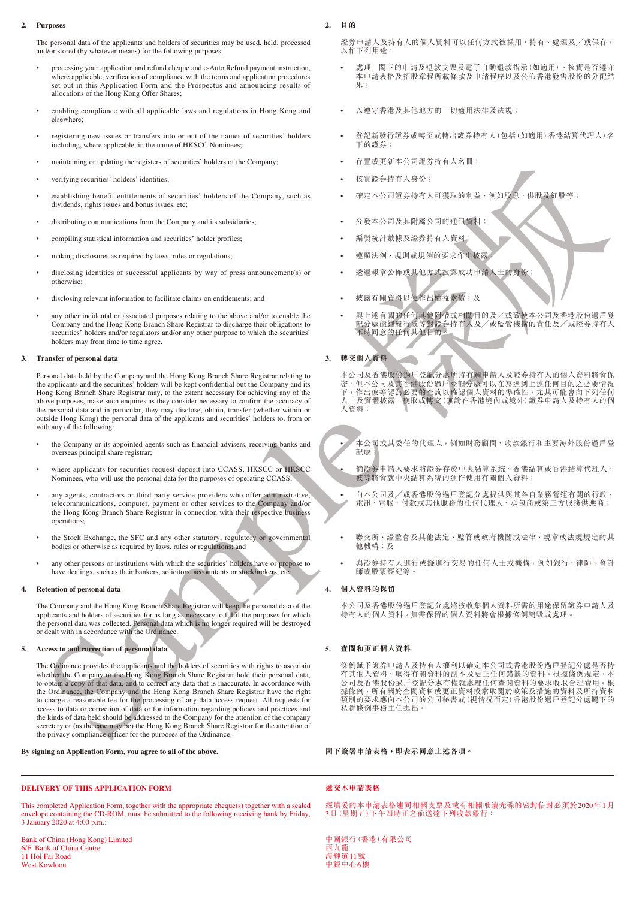## 2. Purposes

The personal data of the applicants and holders of securities may be used, held, processed and/or stored (by whatever means) for the following purposes:

- processing your application and refund cheque and e-Auto Refund payment instruction, where applicable, verification of compliance with the terms and application procedures set out in this Application Form and the Prospectus and announcing results of allocations of the Hong Kong Offer Shares;
- enabling compliance with all applicable laws and regulations in Hong Kong and elsewhere;
- registering new issues or transfers into or out of the names of securities' holders including, where applicable, in the name of HKSCC Nominees;
- maintaining or updating the registers of securities' holders of the Company;
- verifying securities' holders' identities;
- establishing benefit entitlements of securities' holders of the Company, such as dividends, rights issues and bonus issues, etc;
- distributing communications from the Company and its subsidiaries;
- compiling statistical information and securities' holder profiles;
- making disclosures as required by laws, rules or regulations;
- disclosing identities of successful applicants by way of press announcement(s) or otherwise;
- disclosing relevant information to facilitate claims on entitlements; and
- any other incidental or associated purposes relating to the above and/or to enable the Company and the Hong Kong Branch Share Registrar to discharge their obligations to securities' holders and/or regulators and/or any other purpose to which the securities' holders may from time to time agree.

## 3. Transfer of personal data

Personal data held by the Company and the Hong Kong Branch Share Registrar relating to the applicants and the securities' holders will be kept confidential but the Company and its Hong Kong Branch Share Registrar may, to the extent necessary for achieving any of the above purposes, make such enquires as they consider necessary to confirm the accuracy of the personal data and in particular, they may disclose, obtain, transfer (whether within or outside Hong Kong) the personal data of the applicants and securities' holders to, from or with any of the following:

- the Company or its appointed agents such as financial advisers, receiving banks and overseas principal share registrar;
- where applicants for securities request deposit into CCASS, HKSCC or HKSCC Nominees, who will use the personal data for the purposes of operating CCASS;
- any agents, contractors or third party service providers who offer administrative, telecommunications, computer, payment or other services to the Company and/or the Hong Kong Branch Share Registrar in connection with their respective business operations;
- the Stock Exchange, the SFC and any other statutory, regulatory or governmental bodies or otherwise as required by laws, rules or regulations; and
- any other persons or institutions with which the securities' holders have or propose to have dealings, such as their bankers, solicitors, accountants or stockbrokers, etc.

## 4. Retention of personal data

The Company and the Hong Kong Branch Share Registrar will keep the personal data of the applicants and holders of securities for as long as necessary to fulfil the purposes for which the personal data was collected. Personal data which is no longer required will be destroyed or dealt with in accordance with the Ordinance.

## 5. Access to and correction of personal data

The Ordinance provides the applicants and the holders of securities with rights to ascertain whether the Company or the Hong Kong Branch Share Registrar hold their personal data, to obtain a copy of that data, and to correct any data that is inaccurate. In accordance with the Ordinance, the Company and the Hong Kong Branch Share Registrar have the right to charge a reasonable fee for the processing of any data access request. All requests for access to data or correction of data or for information regarding policies and practices and the kinds of data held should be addressed to the Company for the attention of the company secretary or (as the case may be) the Hong Kong Branch Share Registrar for the attention of the privacy compliance officer for the purposes of the Ordinance.

**By signing an Application Form, you agree to all of the above.**

## 2. 目的

證券申請人及持有人的個人資料可以任何方式被採用、持有、處理及／或保存，以作下列用途：

- 處理　閣下的申請及退款支票及電子自動退款指示（如適用）、核實是否遵守本申請表格及招股章程所載條款及申請程序以及公佈香港發售股份的分配結果；
- 以遵守香港及其他地方的一切適用法律及法規；
- 登記新發行證券或轉至或轉出證券持有人（包括（如適用）香港結算代理人）名下的證券；
- 存置或更新本公司證券持有人名冊；
- 核實證券持有人身份；
- 確定本公司證券持有人可獲取的利益，例如股息、供股及紅股等；
- 分發本公司及其附屬公司的通訊資料；
- 編製統計數據及證券持有人資料；
- 遵照法例、規則或規例的要求作出披露；
- 透過報章公佈或其他方式披露成功申請人士的身份；
- 披露有關資料以便作出權益索償；及
- 與上述有關的任何其他附帶或相關目的及／或致使本公司及香港股份過戶登記分處能夠履行彼等對證券持有人及／或監管機構的責任及／或證券持有人不時同意的任何其他目的。

## 3. 轉交個人資料

本公司及香港股份過戶登記分處所持有關申請人及證券持有人的個人資料將會保密，但本公司及其香港股份過戶登記分處可以在為達到上述任何目的之必要情況下，作出彼等認為必要的查詢以確認個人資料的準確性，尤其可能會向下列任何人士及實體披露、獲取或轉交（無論在香港境內或境外）證券申請人及持有人的個人資料：

- 本公司或其委任的代理人，例如財務顧問、收款銀行和主要海外股份過戶登記處；
- 倘證券申請人要求將證券存於中央結算系統、香港結算或香港結算代理人，彼等將會就中央結算系統的運作使用有關個人資料；
- 向本公司及／或香港股份過戶登記分處提供與其各自業務營運有關的行政、電訊、電腦、付款或其他服務的任何代理人、承包商或第三方服務供應商；
- 聯交所、證監會及其他法定、監管或政府機關或法律、規章或法規規定的其他機構；及
- 與證券持有人進行或擬進行交易的任何人士或機構，例如銀行、律師、會計師或股票經紀等。

## 4. 個人資料的保留

本公司及香港股份過戶登記分處將按收集個人資料所需的用途保留證券申請人及持有人的個人資料。無需保留的個人資料將會根據條例銷毀或處理。

## 5. 查閱和更正個人資料

條例賦予證券申請人及持有人權利以確定本公司或香港股份過戶登記分處是否持有其個人資料、取得有關資料的副本及更正任何錯誤的資料。根據條例規定，本公司及香港股份過戶登記分處有權就處理任何查閱資料的要求收取合理費用。根據條例，所有關於查閱資料或更正資料或索取關於政策及措施的資料及所持資料類別的要求應向本公司的公司秘書或（視情況而定）香港股份過戶登記分處屬下的私隱條例事務主任提出。

**閣下簽署申請表格，即表示同意上述各項。**

## DELIVERY OF THIS APPLICATION FORM

This completed Application Form, together with the appropriate cheque(s) together with a sealed envelope containing the CD-ROM, must be submitted to the following receiving bank by Friday, 3 January 2020 at 4:00 p.m.:

Bank of China (Hong Kong) Limited
6/F, Bank of China Centre
11 Hoi Fai Road
West Kowloon

## 遞交本申請表格

經填妥的本申請表格連同相關支票及載有相關唯讀光碟的密封信封必須於2020年1月3日（星期五）下午四時正之前送達下列收款銀行：

中國銀行（香港）有限公司
西九龍
海輝道11號
中銀中心6樓